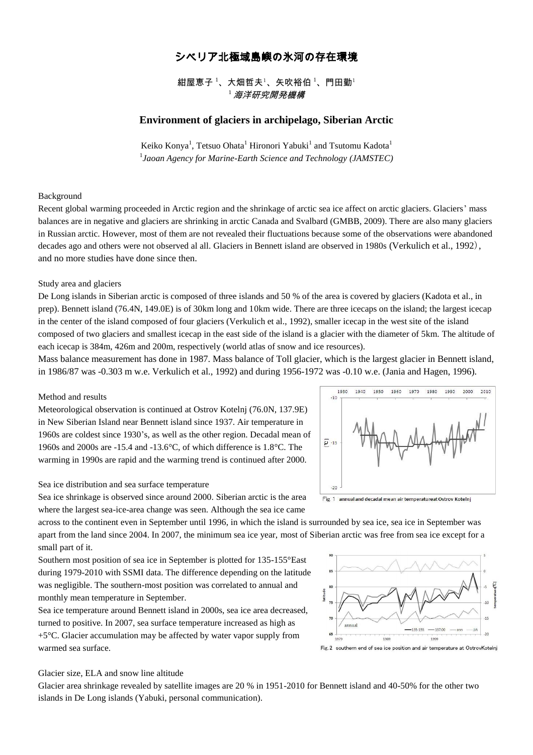# シベリア北極域島嶼の氷河の存在環境

紺屋恵子[1]、大畑哲夫[1]、矢吹裕伯[1]、門田勤[1]

[1] *海洋研究開発機構*

## Environment of glaciers in archipelago, Siberian Arctic

Keiko Konya[1], Tetsuo Ohata[1] Hironori Yabuki[1] and Tsutomu Kadota[1]

[1] *Jaoan Agency for Marine-Earth Science and Technology (JAMSTEC)*

### Background

Recent global warming proceeded in Arctic region and the shrinkage of arctic sea ice affect on arctic glaciers. Glaciers' mass balances are in negative and glaciers are shrinking in arctic Canada and Svalbard (GMBB, 2009). There are also many glaciers in Russian arctic. However, most of them are not revealed their fluctuations because some of the observations were abandoned decades ago and others were not observed al all. Glaciers in Bennett island are observed in 1980s (Verkulich et al., 1992), and no more studies have done since then.

### Study area and glaciers

De Long islands in Siberian arctic is composed of three islands and 50 % of the area is covered by glaciers (Kadota et al., in prep). Bennett island (76.4N, 149.0E) is of 30km long and 10km wide. There are three icecaps on the island; the largest icecap in the center of the island composed of four glaciers (Verkulich et al., 1992), smaller icecap in the west site of the island composed of two glaciers and smallest icecap in the east side of the island is a glacier with the diameter of 5km. The altitude of each icecap is 384m, 426m and 200m, respectively (world atlas of snow and ice resources).

Mass balance measurement has done in 1987. Mass balance of Toll glacier, which is the largest glacier in Bennett island, in 1986/87 was -0.303 m w.e. Verkulich et al., 1992) and during 1956-1972 was -0.10 w.e. (Jania and Hagen, 1996).

### Method and results

Meteorological observation is continued at Ostrov Kotelnj (76.0N, 137.9E) in New Siberian Island near Bennett island since 1937. Air temperature in 1960s are coldest since 1930's, as well as the other region. Decadal mean of 1960s and 2000s are -15.4 and -13.6°C, of which difference is 1.8°C. The warming in 1990s are rapid and the warming trend is continued after 2000.

Fig. 1 annual and decadal mean air temperatureat Ostrov Kotelnj

### Sea ice distribution and sea surface temperature

Sea ice shrinkage is observed since around 2000. Siberian arctic is the area where the largest sea-ice-area change was seen. Although the sea ice came across to the continent even in September until 1996, in which the island is surrounded by sea ice, sea ice in September was apart from the land since 2004. In 2007, the minimum sea ice year, most of Siberian arctic was free from sea ice except for a small part of it.

Southern most position of sea ice in September is plotted for 135-155°East during 1979-2010 with SSMI data. The difference depending on the latitude was negligible. The southern-most position was correlated to annual and monthly mean temperature in September.

Sea ice temperature around Bennett island in 2000s, sea ice area decreased, turned to positive. In 2007, sea surface temperature increased as high as +5°C. Glacier accumulation may be affected by water vapor supply from warmed sea surface.

Fig. 2 southern end of sea ice position and air temperature at OstrovKotelnj

### Glacier size, ELA and snow line altitude

Glacier area shrinkage revealed by satellite images are 20 % in 1951-2010 for Bennett island and 40-50% for the other two islands in De Long islands (Yabuki, personal communication).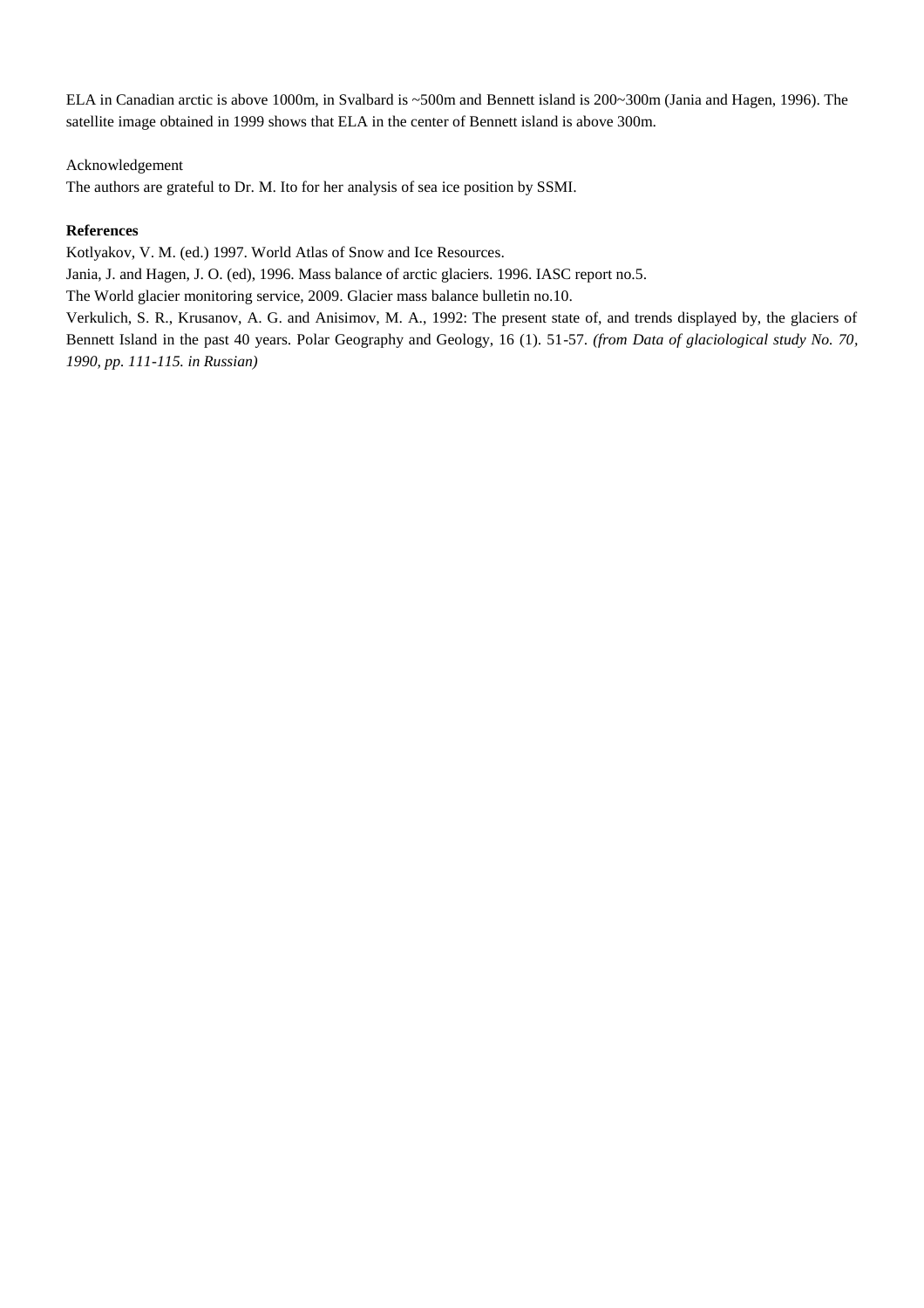ELA in Canadian arctic is above 1000m, in Svalbard is ~500m and Bennett island is 200~300m (Jania and Hagen, 1996). The satellite image obtained in 1999 shows that ELA in the center of Bennett island is above 300m.

Acknowledgement

The authors are grateful to Dr. M. Ito for her analysis of sea ice position by SSMI.

**References**

Kotlyakov, V. M. (ed.) 1997. World Atlas of Snow and Ice Resources.

Jania, J. and Hagen, J. O. (ed), 1996. Mass balance of arctic glaciers. 1996. IASC report no.5.

The World glacier monitoring service, 2009. Glacier mass balance bulletin no.10.

Verkulich, S. R., Krusanov, A. G. and Anisimov, M. A., 1992: The present state of, and trends displayed by, the glaciers of Bennett Island in the past 40 years. Polar Geography and Geology, 16 (1). 51-57. *(from Data of glaciological study No. 70, 1990, pp. 111-115. in Russian)*